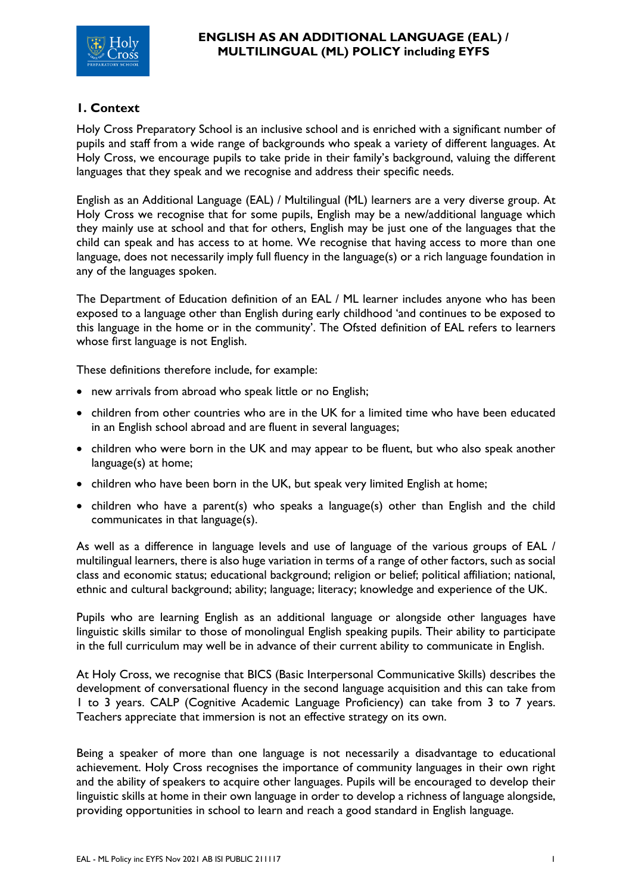# ENGLISH AS AN ADDITIONAL LANGUAGE (EAL) / MULTILINGUAL (ML) POLICY including EYFS

## 1. Context

Holy Cross Preparatory School is an inclusive school and is enriched with a significant number of pupils and staff from a wide range of backgrounds who speak a variety of different languages. At Holy Cross, we encourage pupils to take pride in their family's background, valuing the different languages that they speak and we recognise and address their specific needs.

English as an Additional Language (EAL) / Multilingual (ML) learners are a very diverse group. At Holy Cross we recognise that for some pupils, English may be a new/additional language which they mainly use at school and that for others, English may be just one of the languages that the child can speak and has access to at home. We recognise that having access to more than one language, does not necessarily imply full fluency in the language(s) or a rich language foundation in any of the languages spoken.

The Department of Education definition of an EAL / ML learner includes anyone who has been exposed to a language other than English during early childhood 'and continues to be exposed to this language in the home or in the community'. The Ofsted definition of EAL refers to learners whose first language is not English.

These definitions therefore include, for example:

- new arrivals from abroad who speak little or no English;
- children from other countries who are in the UK for a limited time who have been educated in an English school abroad and are fluent in several languages;
- children who were born in the UK and may appear to be fluent, but who also speak another language(s) at home;
- children who have been born in the UK, but speak very limited English at home;
- children who have a parent(s) who speaks a language(s) other than English and the child communicates in that language(s).

As well as a difference in language levels and use of language of the various groups of EAL / multilingual learners, there is also huge variation in terms of a range of other factors, such as social class and economic status; educational background; religion or belief; political affiliation; national, ethnic and cultural background; ability; language; literacy; knowledge and experience of the UK.

Pupils who are learning English as an additional language or alongside other languages have linguistic skills similar to those of monolingual English speaking pupils. Their ability to participate in the full curriculum may well be in advance of their current ability to communicate in English.

At Holy Cross, we recognise that BICS (Basic Interpersonal Communicative Skills) describes the development of conversational fluency in the second language acquisition and this can take from 1 to 3 years. CALP (Cognitive Academic Language Proficiency) can take from 3 to 7 years. Teachers appreciate that immersion is not an effective strategy on its own.

Being a speaker of more than one language is not necessarily a disadvantage to educational achievement. Holy Cross recognises the importance of community languages in their own right and the ability of speakers to acquire other languages. Pupils will be encouraged to develop their linguistic skills at home in their own language in order to develop a richness of language alongside, providing opportunities in school to learn and reach a good standard in English language.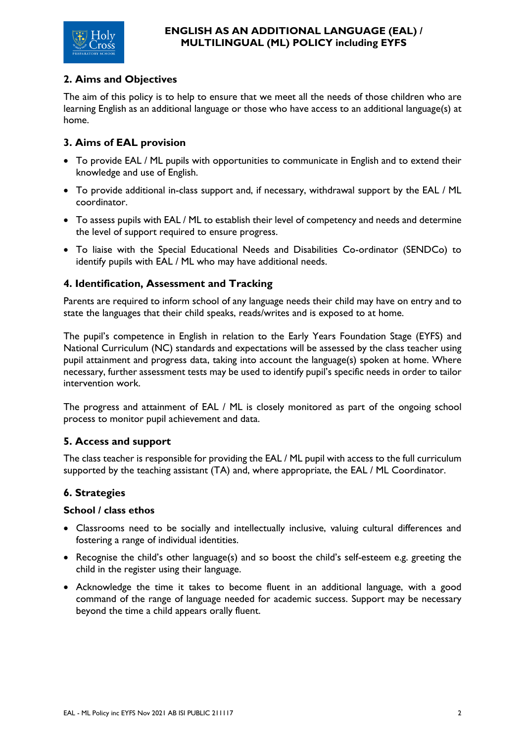## 2. Aims and Objectives

The aim of this policy is to help to ensure that we meet all the needs of those children who are learning English as an additional language or those who have access to an additional language(s) at home.

## 3. Aims of EAL provision

- To provide EAL / ML pupils with opportunities to communicate in English and to extend their knowledge and use of English.
- To provide additional in-class support and, if necessary, withdrawal support by the EAL / ML coordinator.
- To assess pupils with EAL / ML to establish their level of competency and needs and determine the level of support required to ensure progress.
- To liaise with the Special Educational Needs and Disabilities Co-ordinator (SENDCo) to identify pupils with EAL / ML who may have additional needs.

## 4. Identification, Assessment and Tracking

Parents are required to inform school of any language needs their child may have on entry and to state the languages that their child speaks, reads/writes and is exposed to at home.

The pupil's competence in English in relation to the Early Years Foundation Stage (EYFS) and National Curriculum (NC) standards and expectations will be assessed by the class teacher using pupil attainment and progress data, taking into account the language(s) spoken at home. Where necessary, further assessment tests may be used to identify pupil's specific needs in order to tailor intervention work.

The progress and attainment of EAL / ML is closely monitored as part of the ongoing school process to monitor pupil achievement and data.

## 5. Access and support

The class teacher is responsible for providing the EAL / ML pupil with access to the full curriculum supported by the teaching assistant (TA) and, where appropriate, the EAL / ML Coordinator.

## 6. Strategies

### School / class ethos

- Classrooms need to be socially and intellectually inclusive, valuing cultural differences and fostering a range of individual identities.
- Recognise the child's other language(s) and so boost the child's self-esteem e.g. greeting the child in the register using their language.
- Acknowledge the time it takes to become fluent in an additional language, with a good command of the range of language needed for academic success. Support may be necessary beyond the time a child appears orally fluent.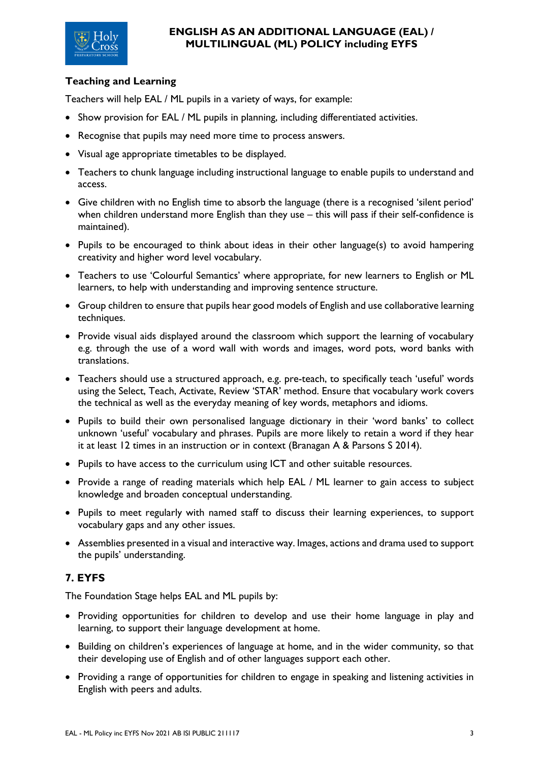### Teaching and Learning

Teachers will help EAL / ML pupils in a variety of ways, for example:

- Show provision for EAL / ML pupils in planning, including differentiated activities.
- Recognise that pupils may need more time to process answers.
- Visual age appropriate timetables to be displayed.
- Teachers to chunk language including instructional language to enable pupils to understand and access.
- Give children with no English time to absorb the language (there is a recognised 'silent period' when children understand more English than they use – this will pass if their self-confidence is maintained).
- Pupils to be encouraged to think about ideas in their other language(s) to avoid hampering creativity and higher word level vocabulary.
- Teachers to use 'Colourful Semantics' where appropriate, for new learners to English or ML learners, to help with understanding and improving sentence structure.
- Group children to ensure that pupils hear good models of English and use collaborative learning techniques.
- Provide visual aids displayed around the classroom which support the learning of vocabulary e.g. through the use of a word wall with words and images, word pots, word banks with translations.
- Teachers should use a structured approach, e.g. pre-teach, to specifically teach 'useful' words using the Select, Teach, Activate, Review 'STAR' method. Ensure that vocabulary work covers the technical as well as the everyday meaning of key words, metaphors and idioms.
- Pupils to build their own personalised language dictionary in their 'word banks' to collect unknown 'useful' vocabulary and phrases. Pupils are more likely to retain a word if they hear it at least 12 times in an instruction or in context (Branagan A & Parsons S 2014).
- Pupils to have access to the curriculum using ICT and other suitable resources.
- Provide a range of reading materials which help EAL / ML learner to gain access to subject knowledge and broaden conceptual understanding.
- Pupils to meet regularly with named staff to discuss their learning experiences, to support vocabulary gaps and any other issues.
- Assemblies presented in a visual and interactive way. Images, actions and drama used to support the pupils' understanding.

## 7. EYFS

The Foundation Stage helps EAL and ML pupils by:

- Providing opportunities for children to develop and use their home language in play and learning, to support their language development at home.
- Building on children's experiences of language at home, and in the wider community, so that their developing use of English and of other languages support each other.
- Providing a range of opportunities for children to engage in speaking and listening activities in English with peers and adults.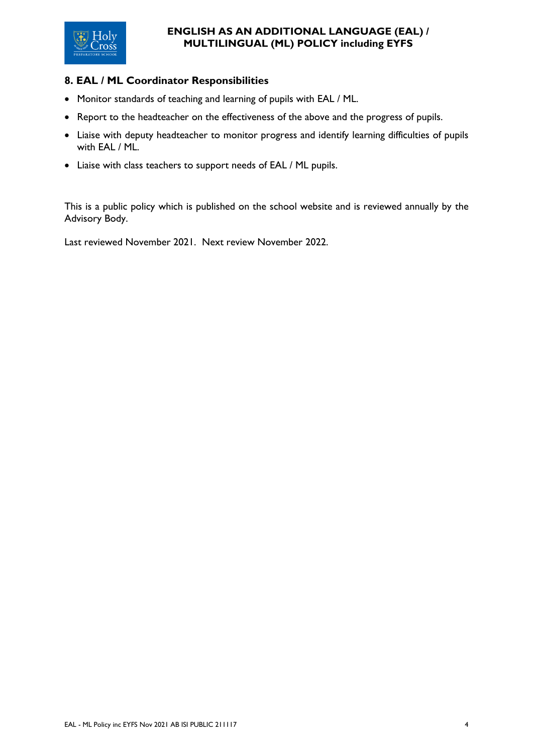## 8. EAL / ML Coordinator Responsibilities

- Monitor standards of teaching and learning of pupils with EAL / ML.
- Report to the headteacher on the effectiveness of the above and the progress of pupils.
- Liaise with deputy headteacher to monitor progress and identify learning difficulties of pupils with EAL / ML.
- Liaise with class teachers to support needs of EAL / ML pupils.

This is a public policy which is published on the school website and is reviewed annually by the Advisory Body.

Last reviewed November 2021. Next review November 2022.